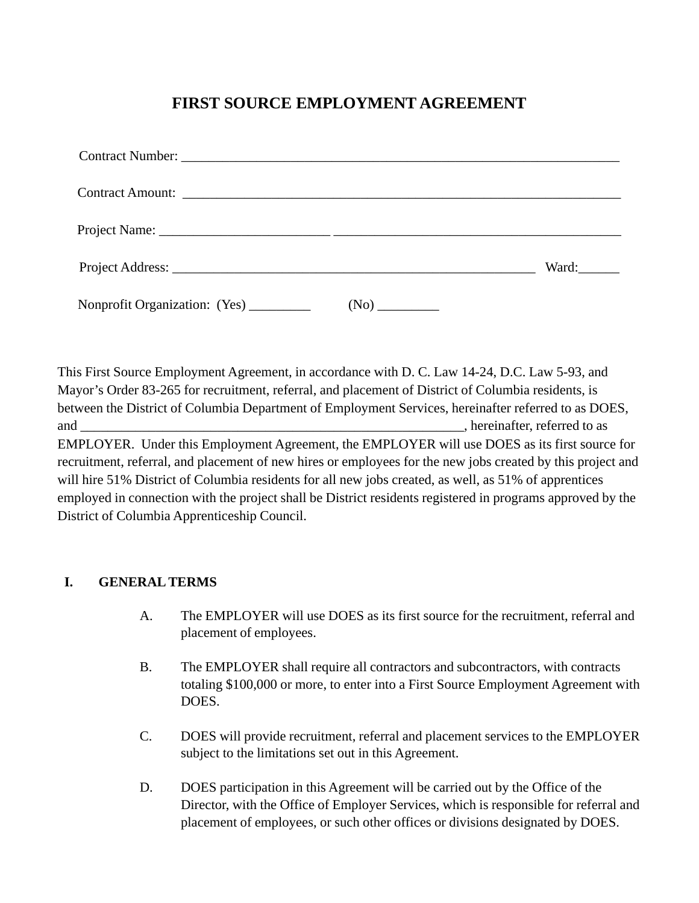# FIRST SOURCE EMPLOYMENT AGREEMENT

Contract Number: ___________________________________________________________________

Contract Amount: ___________________________________________________________________

Project Name: _________________________ ___________________________________________

Project Address: _______________________________________________________ Ward:______

Nonprofit Organization: (Yes) _________ (No) _________

This First Source Employment Agreement, in accordance with D. C. Law 14-24, D.C. Law 5-93, and Mayor's Order 83-265 for recruitment, referral, and placement of District of Columbia residents, is between the District of Columbia Department of Employment Services, hereinafter referred to as DOES, and __________________________________________________________, hereinafter, referred to as EMPLOYER. Under this Employment Agreement, the EMPLOYER will use DOES as its first source for recruitment, referral, and placement of new hires or employees for the new jobs created by this project and will hire 51% District of Columbia residents for all new jobs created, as well, as 51% of apprentices employed in connection with the project shall be District residents registered in programs approved by the District of Columbia Apprenticeship Council.

## I. GENERAL TERMS

A. The EMPLOYER will use DOES as its first source for the recruitment, referral and placement of employees.

B. The EMPLOYER shall require all contractors and subcontractors, with contracts totaling $100,000 or more, to enter into a First Source Employment Agreement with DOES.

C. DOES will provide recruitment, referral and placement services to the EMPLOYER subject to the limitations set out in this Agreement.

D. DOES participation in this Agreement will be carried out by the Office of the Director, with the Office of Employer Services, which is responsible for referral and placement of employees, or such other offices or divisions designated by DOES.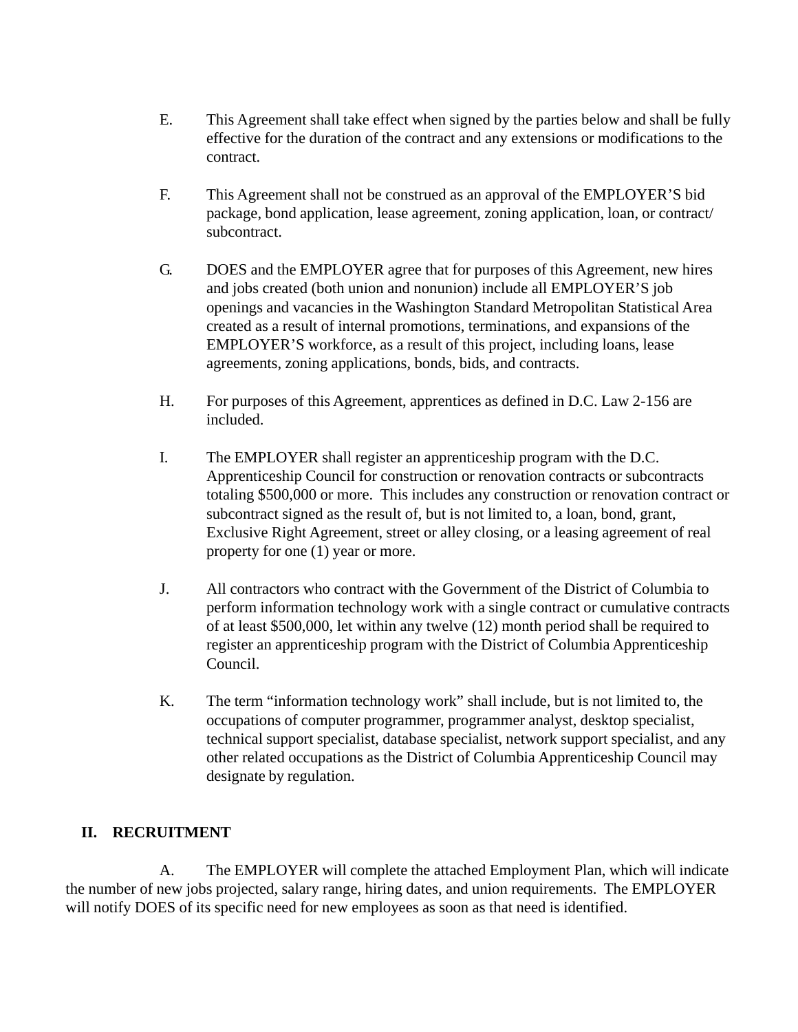E. This Agreement shall take effect when signed by the parties below and shall be fully effective for the duration of the contract and any extensions or modifications to the contract.

F. This Agreement shall not be construed as an approval of the EMPLOYER'S bid package, bond application, lease agreement, zoning application, loan, or contract/ subcontract.

G. DOES and the EMPLOYER agree that for purposes of this Agreement, new hires and jobs created (both union and nonunion) include all EMPLOYER'S job openings and vacancies in the Washington Standard Metropolitan Statistical Area created as a result of internal promotions, terminations, and expansions of the EMPLOYER'S workforce, as a result of this project, including loans, lease agreements, zoning applications, bonds, bids, and contracts.

H. For purposes of this Agreement, apprentices as defined in D.C. Law 2-156 are included.

I. The EMPLOYER shall register an apprenticeship program with the D.C. Apprenticeship Council for construction or renovation contracts or subcontracts totaling $500,000 or more. This includes any construction or renovation contract or subcontract signed as the result of, but is not limited to, a loan, bond, grant, Exclusive Right Agreement, street or alley closing, or a leasing agreement of real property for one (1) year or more.

J. All contractors who contract with the Government of the District of Columbia to perform information technology work with a single contract or cumulative contracts of at least $500,000, let within any twelve (12) month period shall be required to register an apprenticeship program with the District of Columbia Apprenticeship Council.

K. The term "information technology work" shall include, but is not limited to, the occupations of computer programmer, programmer analyst, desktop specialist, technical support specialist, database specialist, network support specialist, and any other related occupations as the District of Columbia Apprenticeship Council may designate by regulation.

## II. RECRUITMENT

A. The EMPLOYER will complete the attached Employment Plan, which will indicate the number of new jobs projected, salary range, hiring dates, and union requirements. The EMPLOYER will notify DOES of its specific need for new employees as soon as that need is identified.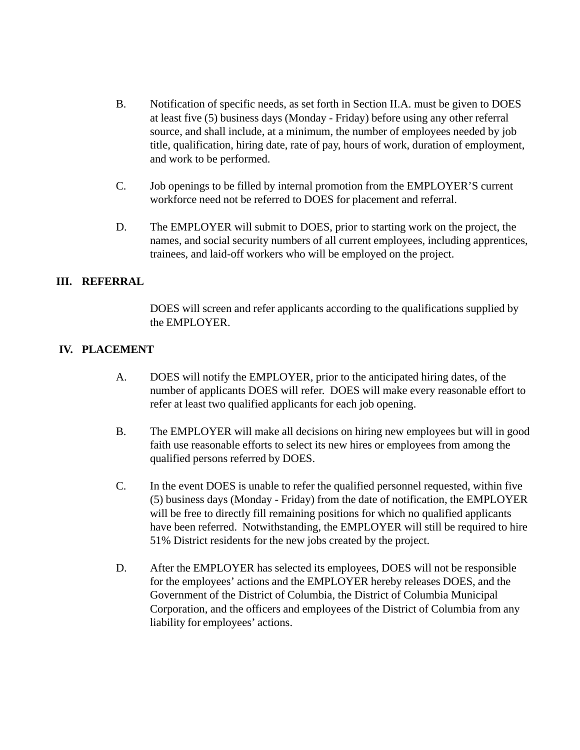B. Notification of specific needs, as set forth in Section II.A. must be given to DOES at least five (5) business days (Monday - Friday) before using any other referral source, and shall include, at a minimum, the number of employees needed by job title, qualification, hiring date, rate of pay, hours of work, duration of employment, and work to be performed.

C. Job openings to be filled by internal promotion from the EMPLOYER'S current workforce need not be referred to DOES for placement and referral.

D. The EMPLOYER will submit to DOES, prior to starting work on the project, the names, and social security numbers of all current employees, including apprentices, trainees, and laid-off workers who will be employed on the project.

## III. REFERRAL

DOES will screen and refer applicants according to the qualifications supplied by the EMPLOYER.

## IV. PLACEMENT

A. DOES will notify the EMPLOYER, prior to the anticipated hiring dates, of the number of applicants DOES will refer. DOES will make every reasonable effort to refer at least two qualified applicants for each job opening.

B. The EMPLOYER will make all decisions on hiring new employees but will in good faith use reasonable efforts to select its new hires or employees from among the qualified persons referred by DOES.

C. In the event DOES is unable to refer the qualified personnel requested, within five (5) business days (Monday - Friday) from the date of notification, the EMPLOYER will be free to directly fill remaining positions for which no qualified applicants have been referred. Notwithstanding, the EMPLOYER will still be required to hire 51% District residents for the new jobs created by the project.

D. After the EMPLOYER has selected its employees, DOES will not be responsible for the employees' actions and the EMPLOYER hereby releases DOES, and the Government of the District of Columbia, the District of Columbia Municipal Corporation, and the officers and employees of the District of Columbia from any liability for employees' actions.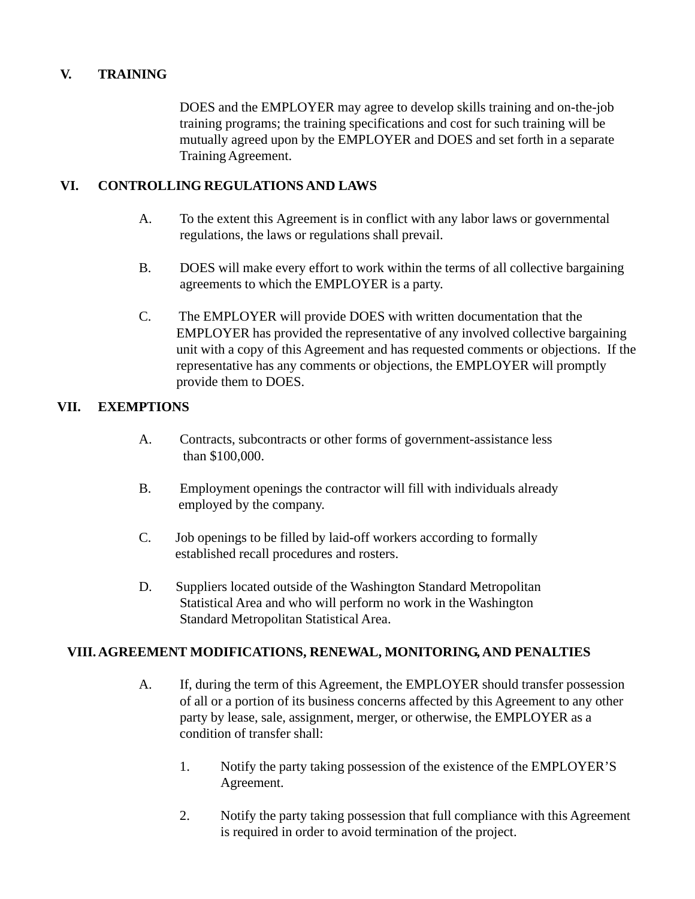## V. TRAINING

DOES and the EMPLOYER may agree to develop skills training and on-the-job training programs; the training specifications and cost for such training will be mutually agreed upon by the EMPLOYER and DOES and set forth in a separate Training Agreement.

## VI. CONTROLLING REGULATIONS AND LAWS

A. To the extent this Agreement is in conflict with any labor laws or governmental regulations, the laws or regulations shall prevail.

B. DOES will make every effort to work within the terms of all collective bargaining agreements to which the EMPLOYER is a party.

C. The EMPLOYER will provide DOES with written documentation that the EMPLOYER has provided the representative of any involved collective bargaining unit with a copy of this Agreement and has requested comments or objections. If the representative has any comments or objections, the EMPLOYER will promptly provide them to DOES.

## VII. EXEMPTIONS

A. Contracts, subcontracts or other forms of government-assistance less than $100,000.

B. Employment openings the contractor will fill with individuals already employed by the company.

C. Job openings to be filled by laid-off workers according to formally established recall procedures and rosters.

D. Suppliers located outside of the Washington Standard Metropolitan Statistical Area and who will perform no work in the Washington Standard Metropolitan Statistical Area.

## VIII. AGREEMENT MODIFICATIONS, RENEWAL, MONITORING, AND PENALTIES

A. If, during the term of this Agreement, the EMPLOYER should transfer possession of all or a portion of its business concerns affected by this Agreement to any other party by lease, sale, assignment, merger, or otherwise, the EMPLOYER as a condition of transfer shall:

1. Notify the party taking possession of the existence of the EMPLOYER'S Agreement.

2. Notify the party taking possession that full compliance with this Agreement is required in order to avoid termination of the project.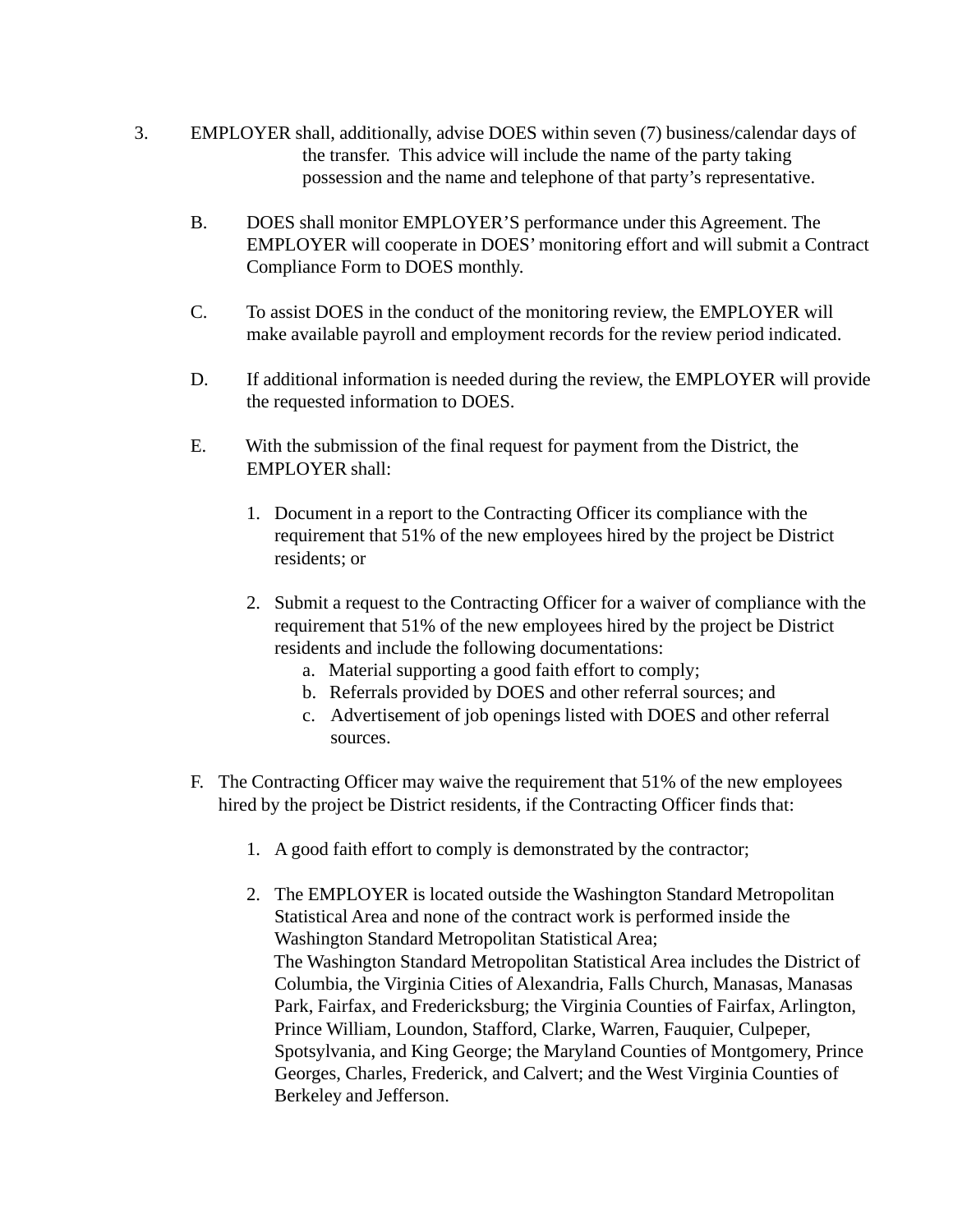3. EMPLOYER shall, additionally, advise DOES within seven (7) business/calendar days of the transfer. This advice will include the name of the party taking possession and the name and telephone of that party's representative.

B. DOES shall monitor EMPLOYER'S performance under this Agreement. The EMPLOYER will cooperate in DOES' monitoring effort and will submit a Contract Compliance Form to DOES monthly.

C. To assist DOES in the conduct of the monitoring review, the EMPLOYER will make available payroll and employment records for the review period indicated.

D. If additional information is needed during the review, the EMPLOYER will provide the requested information to DOES.

E. With the submission of the final request for payment from the District, the EMPLOYER shall:

1. Document in a report to the Contracting Officer its compliance with the requirement that 51% of the new employees hired by the project be District residents; or

2. Submit a request to the Contracting Officer for a waiver of compliance with the requirement that 51% of the new employees hired by the project be District residents and include the following documentations:
   a. Material supporting a good faith effort to comply;
   b. Referrals provided by DOES and other referral sources; and
   c. Advertisement of job openings listed with DOES and other referral sources.

F. The Contracting Officer may waive the requirement that 51% of the new employees hired by the project be District residents, if the Contracting Officer finds that:

1. A good faith effort to comply is demonstrated by the contractor;

2. The EMPLOYER is located outside the Washington Standard Metropolitan Statistical Area and none of the contract work is performed inside the Washington Standard Metropolitan Statistical Area;
   The Washington Standard Metropolitan Statistical Area includes the District of Columbia, the Virginia Cities of Alexandria, Falls Church, Manasas, Manasas Park, Fairfax, and Fredericksburg; the Virginia Counties of Fairfax, Arlington, Prince William, Loundon, Stafford, Clarke, Warren, Fauquier, Culpeper, Spotsylvania, and King George; the Maryland Counties of Montgomery, Prince Georges, Charles, Frederick, and Calvert; and the West Virginia Counties of Berkeley and Jefferson.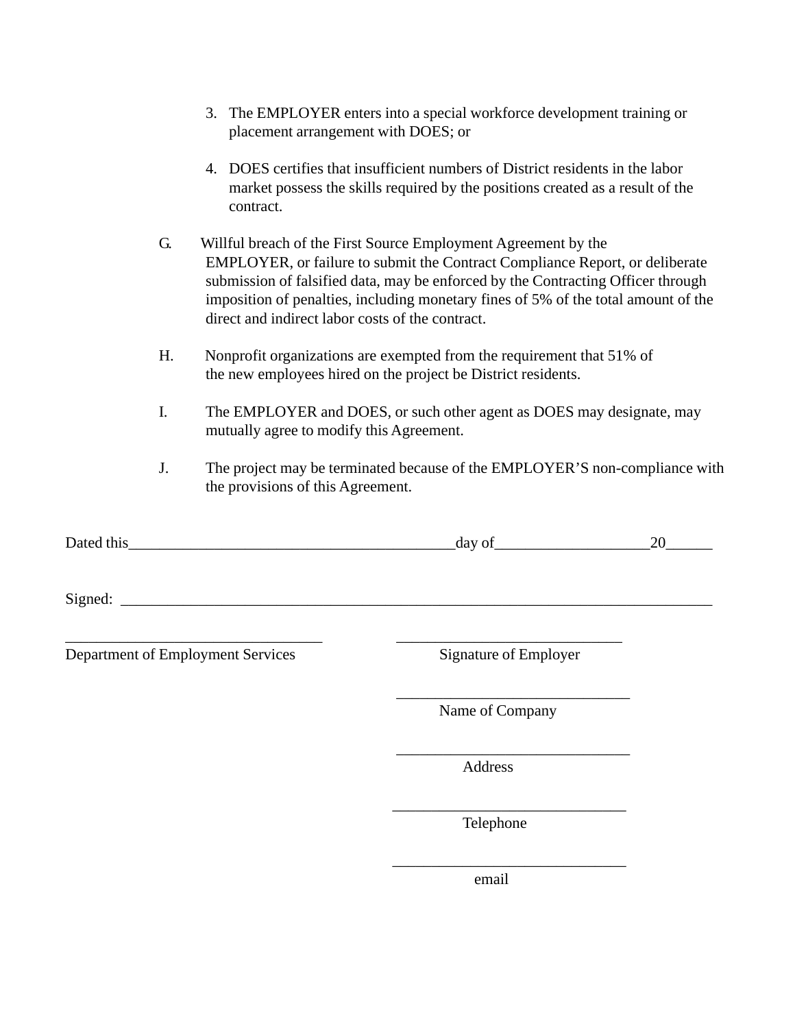3. The EMPLOYER enters into a special workforce development training or placement arrangement with DOES; or

4. DOES certifies that insufficient numbers of District residents in the labor market possess the skills required by the positions created as a result of the contract.

G. Willful breach of the First Source Employment Agreement by the EMPLOYER, or failure to submit the Contract Compliance Report, or deliberate submission of falsified data, may be enforced by the Contracting Officer through imposition of penalties, including monetary fines of 5% of the total amount of the direct and indirect labor costs of the contract.

H. Nonprofit organizations are exempted from the requirement that 51% of the new employees hired on the project be District residents.

I. The EMPLOYER and DOES, or such other agent as DOES may designate, may mutually agree to modify this Agreement.

J. The project may be terminated because of the EMPLOYER'S non-compliance with the provisions of this Agreement.

Dated this___________________________________________day of____________________20______

Signed: ______________________________________________________________________________

_________________________________ Department of Employment Services

_____________________________ Signature of Employer

______________________________ Name of Company

______________________________ Address

______________________________ Telephone

______________________________ email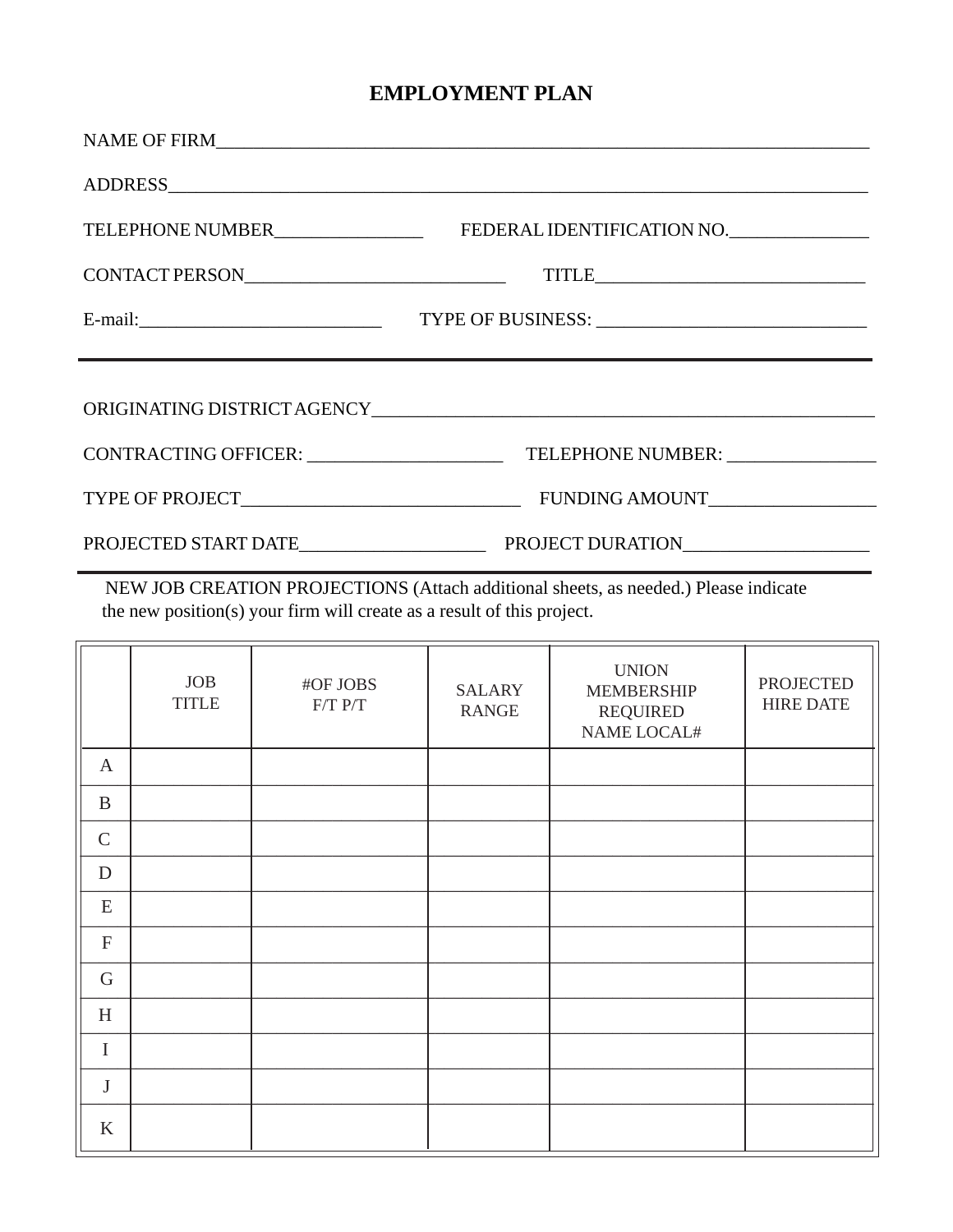# EMPLOYMENT PLAN

NAME OF FIRM_______________________________________________________________________

ADDRESS___________________________________________________________________________

TELEPHONE NUMBER________________ FEDERAL IDENTIFICATION NO._______________

CONTACT PERSON____________________________ TITLE_____________________________

E-mail:__________________________ TYPE OF BUSINESS: _____________________________

---

ORIGINATING DISTRICT AGENCY_______________________________________________________

CONTRACTING OFFICER: _____________________ TELEPHONE NUMBER: ________________

TYPE OF PROJECT______________________________ FUNDING AMOUNT__________________

PROJECTED START DATE____________________ PROJECT DURATION____________________

---

NEW JOB CREATION PROJECTIONS (Attach additional sheets, as needed.) Please indicate the new position(s) your firm will create as a result of this project.

| | JOB TITLE | #OF JOBS F/T P/T | SALARY RANGE | UNION MEMBERSHIP REQUIRED NAME LOCAL# | PROJECTED HIRE DATE |
|---|---|---|---|---|---|
| A | | | | | |
| B | | | | | |
| C | | | | | |
| D | | | | | |
| E | | | | | |
| F | | | | | |
| G | | | | | |
| H | | | | | |
| I | | | | | |
| J | | | | | |
| K | | | | | |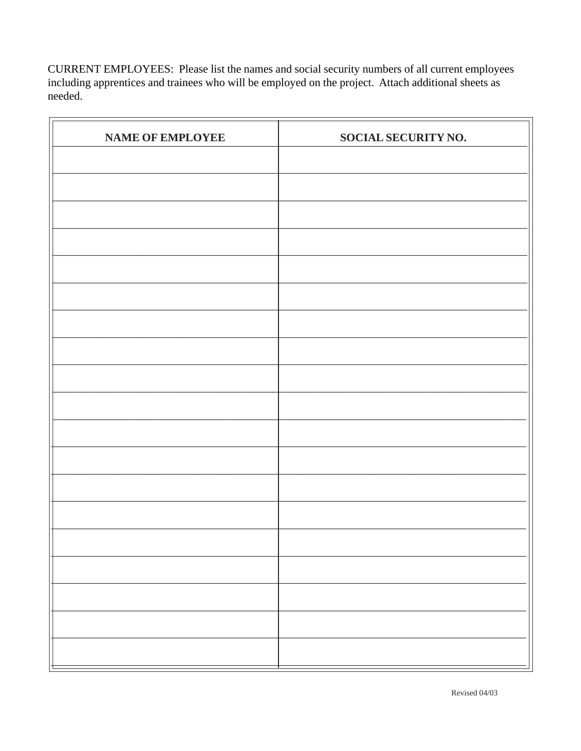CURRENT EMPLOYEES: Please list the names and social security numbers of all current employees including apprentices and trainees who will be employed on the project. Attach additional sheets as needed.

| NAME OF EMPLOYEE | SOCIAL SECURITY NO. |
| --- | --- |
| | |
| | |
| | |
| | |
| | |
| | |
| | |
| | |
| | |
| | |
| | |
| | |
| | |
| | |
| | |
| | |
| | |
| | |
| | |

Revised 04/03